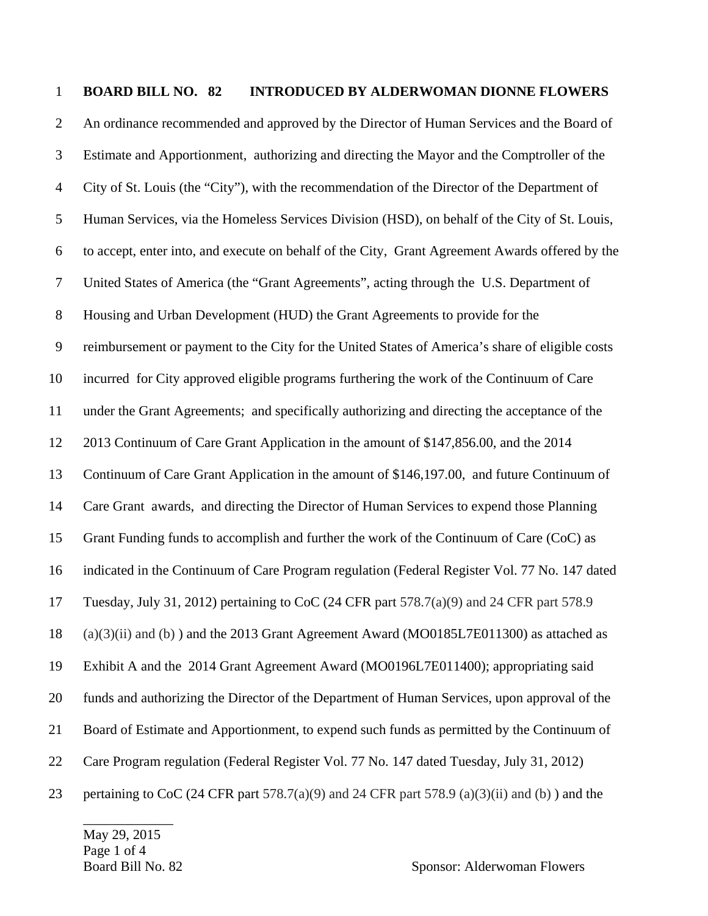**BOARD BILL NO. 82 INTRODUCED BY ALDERWOMAN DIONNE FLOWERS**

An ordinance recommended and approved by the Director of Human Services and the Board of Estimate and Apportionment, authorizing and directing the Mayor and the Comptroller of the City of St. Louis (the "City"), with the recommendation of the Director of the Department of Human Services, via the Homeless Services Division (HSD), on behalf of the City of St. Louis, to accept, enter into, and execute on behalf of the City, Grant Agreement Awards offered by the United States of America (the "Grant Agreements", acting through the U.S. Department of Housing and Urban Development (HUD) the Grant Agreements to provide for the reimbursement or payment to the City for the United States of America's share of eligible costs incurred for City approved eligible programs furthering the work of the Continuum of Care under the Grant Agreements; and specifically authorizing and directing the acceptance of the 2013 Continuum of Care Grant Application in the amount of $147,856.00, and the 2014 Continuum of Care Grant Application in the amount of $146,197.00, and future Continuum of Care Grant awards, and directing the Director of Human Services to expend those Planning Grant Funding funds to accomplish and further the work of the Continuum of Care (CoC) as indicated in the Continuum of Care Program regulation (Federal Register Vol. 77 No. 147 dated Tuesday, July 31, 2012) pertaining to CoC (24 CFR part 578.7(a)(9) and 24 CFR part 578.9 (a)(3)(ii) and (b) ) and the 2013 Grant Agreement Award (MO0185L7E011300) as attached as Exhibit A and the 2014 Grant Agreement Award (MO0196L7E011400); appropriating said funds and authorizing the Director of the Department of Human Services, upon approval of the Board of Estimate and Apportionment, to expend such funds as permitted by the Continuum of Care Program regulation (Federal Register Vol. 77 No. 147 dated Tuesday, July 31, 2012) pertaining to CoC (24 CFR part 578.7(a)(9) and 24 CFR part 578.9 (a)(3)(ii) and (b) ) and the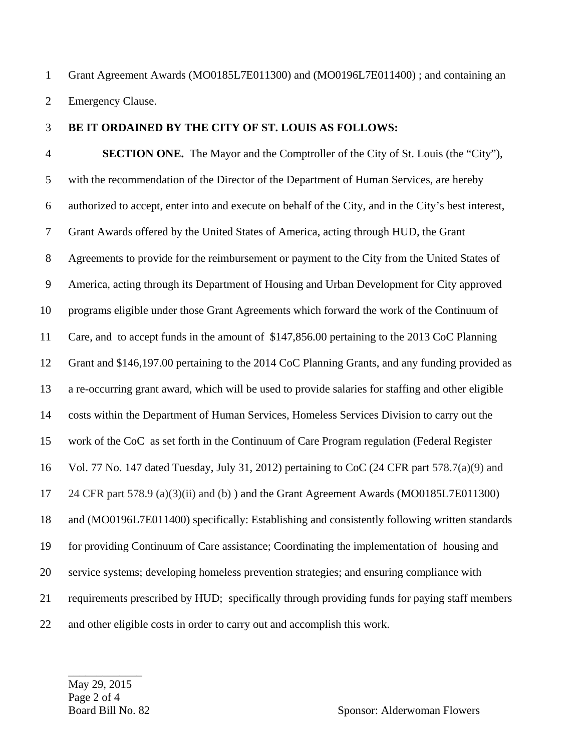Grant Agreement Awards (MO0185L7E011300) and (MO0196L7E011400) ; and containing an Emergency Clause.

**BE IT ORDAINED BY THE CITY OF ST. LOUIS AS FOLLOWS:**

**SECTION ONE.** The Mayor and the Comptroller of the City of St. Louis (the "City"), with the recommendation of the Director of the Department of Human Services, are hereby authorized to accept, enter into and execute on behalf of the City, and in the City's best interest, Grant Awards offered by the United States of America, acting through HUD, the Grant Agreements to provide for the reimbursement or payment to the City from the United States of America, acting through its Department of Housing and Urban Development for City approved programs eligible under those Grant Agreements which forward the work of the Continuum of Care, and to accept funds in the amount of $147,856.00 pertaining to the 2013 CoC Planning Grant and $146,197.00 pertaining to the 2014 CoC Planning Grants, and any funding provided as a re-occurring grant award, which will be used to provide salaries for staffing and other eligible costs within the Department of Human Services, Homeless Services Division to carry out the work of the CoC as set forth in the Continuum of Care Program regulation (Federal Register Vol. 77 No. 147 dated Tuesday, July 31, 2012) pertaining to CoC (24 CFR part 578.7(a)(9) and 24 CFR part 578.9 (a)(3)(ii) and (b) ) and the Grant Agreement Awards (MO0185L7E011300) and (MO0196L7E011400) specifically: Establishing and consistently following written standards for providing Continuum of Care assistance; Coordinating the implementation of housing and service systems; developing homeless prevention strategies; and ensuring compliance with requirements prescribed by HUD; specifically through providing funds for paying staff members and other eligible costs in order to carry out and accomplish this work.

May 29, 2015
Board Bill No. 82 Sponsor: Alderwoman Flowers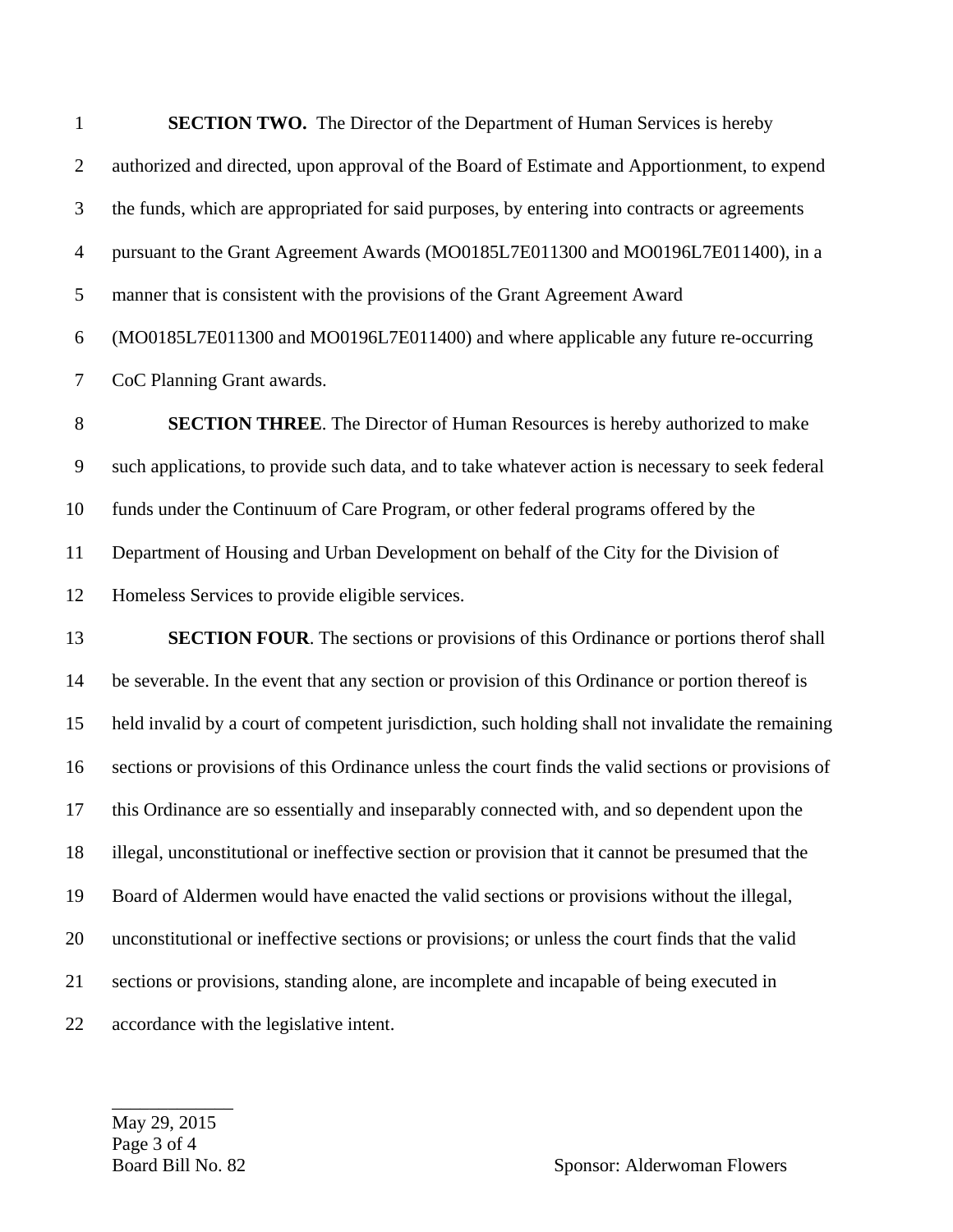**SECTION TWO.** The Director of the Department of Human Services is hereby authorized and directed, upon approval of the Board of Estimate and Apportionment, to expend the funds, which are appropriated for said purposes, by entering into contracts or agreements pursuant to the Grant Agreement Awards (MO0185L7E011300 and MO0196L7E011400), in a manner that is consistent with the provisions of the Grant Agreement Award (MO0185L7E011300 and MO0196L7E011400) and where applicable any future re-occurring CoC Planning Grant awards.

**SECTION THREE**. The Director of Human Resources is hereby authorized to make such applications, to provide such data, and to take whatever action is necessary to seek federal funds under the Continuum of Care Program, or other federal programs offered by the Department of Housing and Urban Development on behalf of the City for the Division of Homeless Services to provide eligible services.

**SECTION FOUR**. The sections or provisions of this Ordinance or portions therof shall be severable. In the event that any section or provision of this Ordinance or portion thereof is held invalid by a court of competent jurisdiction, such holding shall not invalidate the remaining sections or provisions of this Ordinance unless the court finds the valid sections or provisions of this Ordinance are so essentially and inseparably connected with, and so dependent upon the illegal, unconstitutional or ineffective section or provision that it cannot be presumed that the Board of Aldermen would have enacted the valid sections or provisions without the illegal, unconstitutional or ineffective sections or provisions; or unless the court finds that the valid sections or provisions, standing alone, are incomplete and incapable of being executed in accordance with the legislative intent.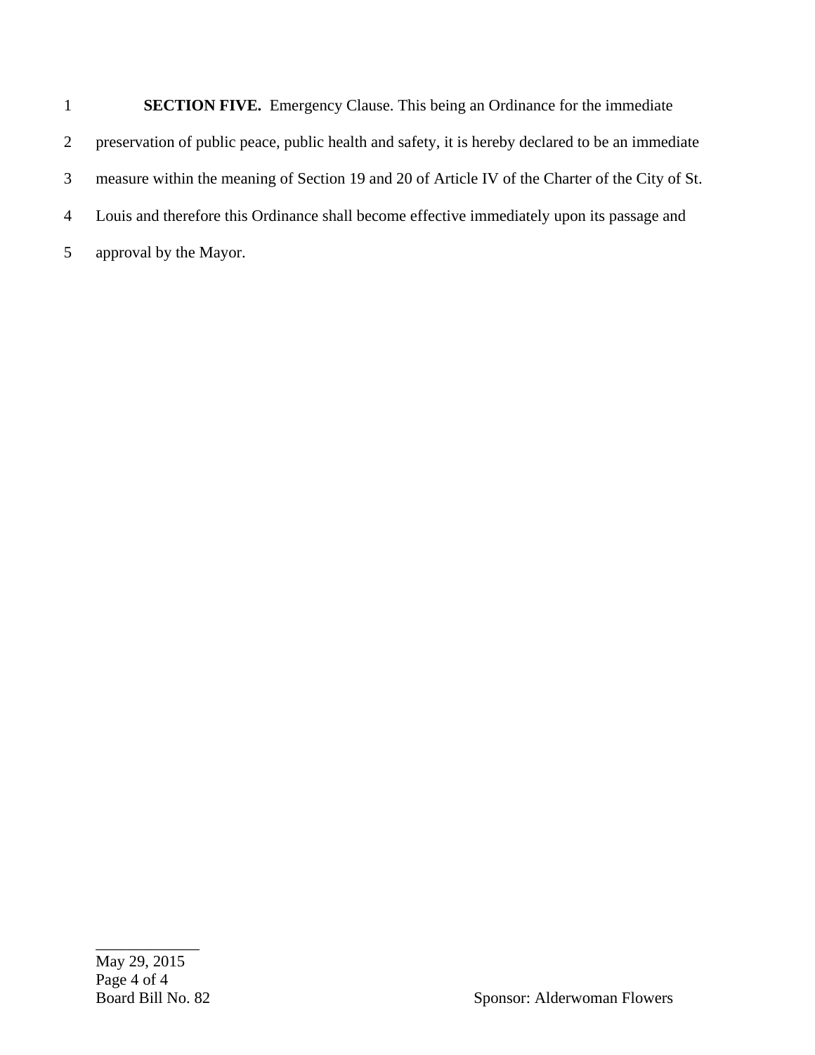**SECTION FIVE.** Emergency Clause. This being an Ordinance for the immediate preservation of public peace, public health and safety, it is hereby declared to be an immediate measure within the meaning of Section 19 and 20 of Article IV of the Charter of the City of St. Louis and therefore this Ordinance shall become effective immediately upon its passage and approval by the Mayor.